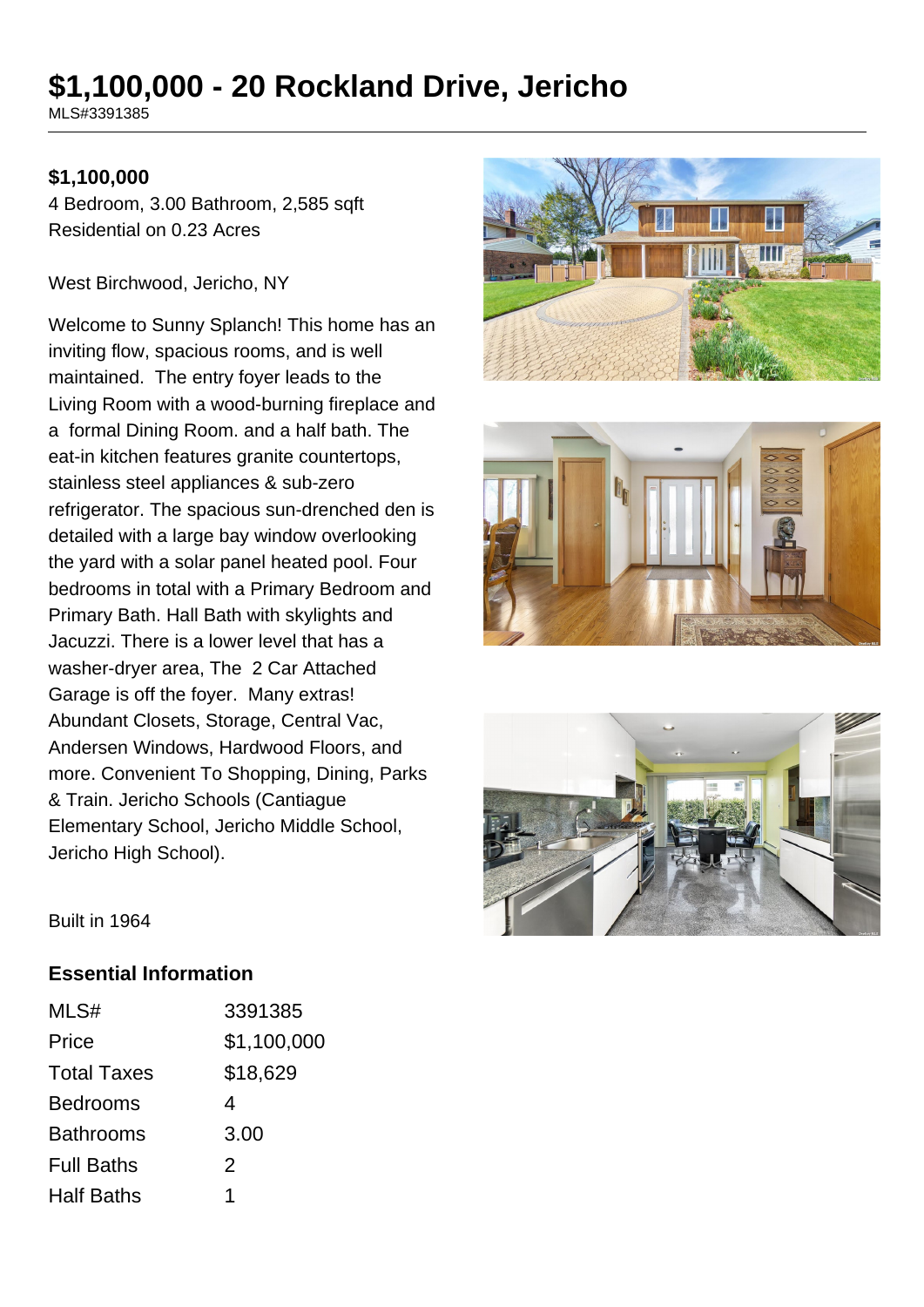# $1,100,000 - 20 Rockland Drive, Jericho

MLS#3391385

**$1,100,000**

4 Bedroom, 3.00 Bathroom, 2,585 sqft
Residential on 0.23 Acres

West Birchwood, Jericho, NY

Welcome to Sunny Splanch! This home has an inviting flow, spacious rooms, and is well maintained. The entry foyer leads to the Living Room with a wood-burning fireplace and a formal Dining Room. and a half bath. The eat-in kitchen features granite countertops, stainless steel appliances & sub-zero refrigerator. The spacious sun-drenched den is detailed with a large bay window overlooking the yard with a solar panel heated pool. Four bedrooms in total with a Primary Bedroom and Primary Bath. Hall Bath with skylights and Jacuzzi. There is a lower level that has a washer-dryer area, The 2 Car Attached Garage is off the foyer. Many extras! Abundant Closets, Storage, Central Vac, Andersen Windows, Hardwood Floors, and more. Convenient To Shopping, Dining, Parks & Train. Jericho Schools (Cantiague Elementary School, Jericho Middle School, Jericho High School).

Built in 1964

## Essential Information

| | |
|---|---|
| MLS# | 3391385 |
| Price | $1,100,000 |
| Total Taxes | $18,629 |
| Bedrooms | 4 |
| Bathrooms | 3.00 |
| Full Baths | 2 |
| Half Baths | 1 |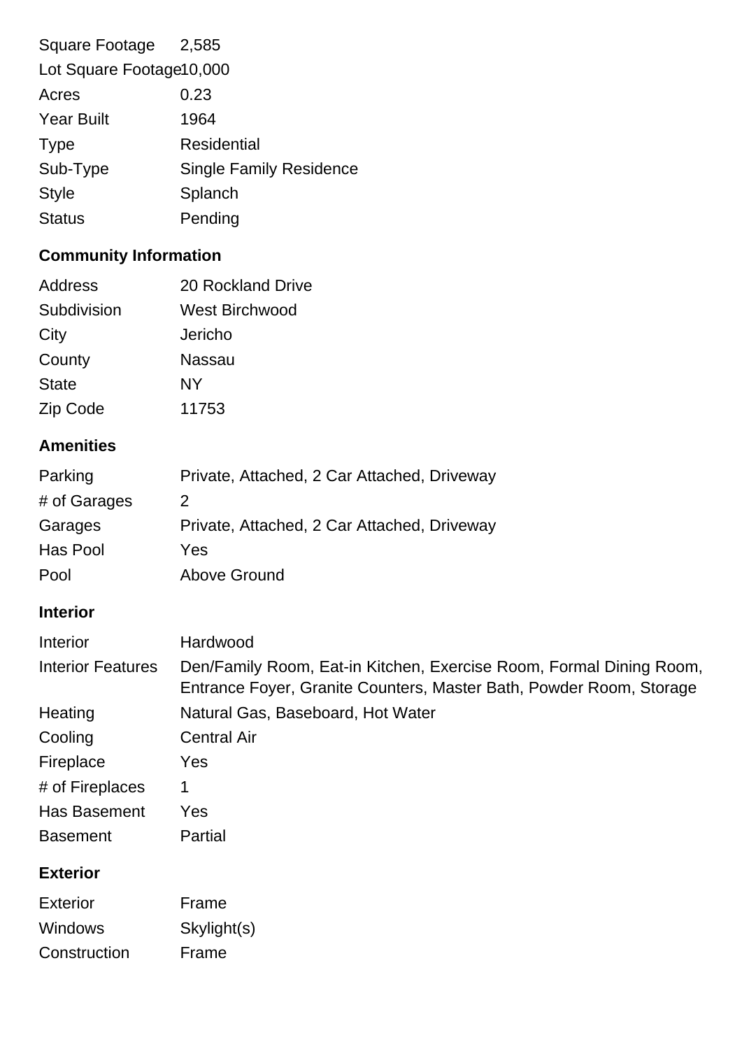| | |
|---|---|
| Square Footage | 2,585 |
| Lot Square Footage | 10,000 |
| Acres | 0.23 |
| Year Built | 1964 |
| Type | Residential |
| Sub-Type | Single Family Residence |
| Style | Splanch |
| Status | Pending |

## Community Information

| | |
|---|---|
| Address | 20 Rockland Drive |
| Subdivision | West Birchwood |
| City | Jericho |
| County | Nassau |
| State | NY |
| Zip Code | 11753 |

## Amenities

| | |
|---|---|
| Parking | Private, Attached, 2 Car Attached, Driveway |
| # of Garages | 2 |
| Garages | Private, Attached, 2 Car Attached, Driveway |
| Has Pool | Yes |
| Pool | Above Ground |

## Interior

| | |
|---|---|
| Interior | Hardwood |
| Interior Features | Den/Family Room, Eat-in Kitchen, Exercise Room, Formal Dining Room, Entrance Foyer, Granite Counters, Master Bath, Powder Room, Storage |
| Heating | Natural Gas, Baseboard, Hot Water |
| Cooling | Central Air |
| Fireplace | Yes |
| # of Fireplaces | 1 |
| Has Basement | Yes |
| Basement | Partial |

## Exterior

| | |
|---|---|
| Exterior | Frame |
| Windows | Skylight(s) |
| Construction | Frame |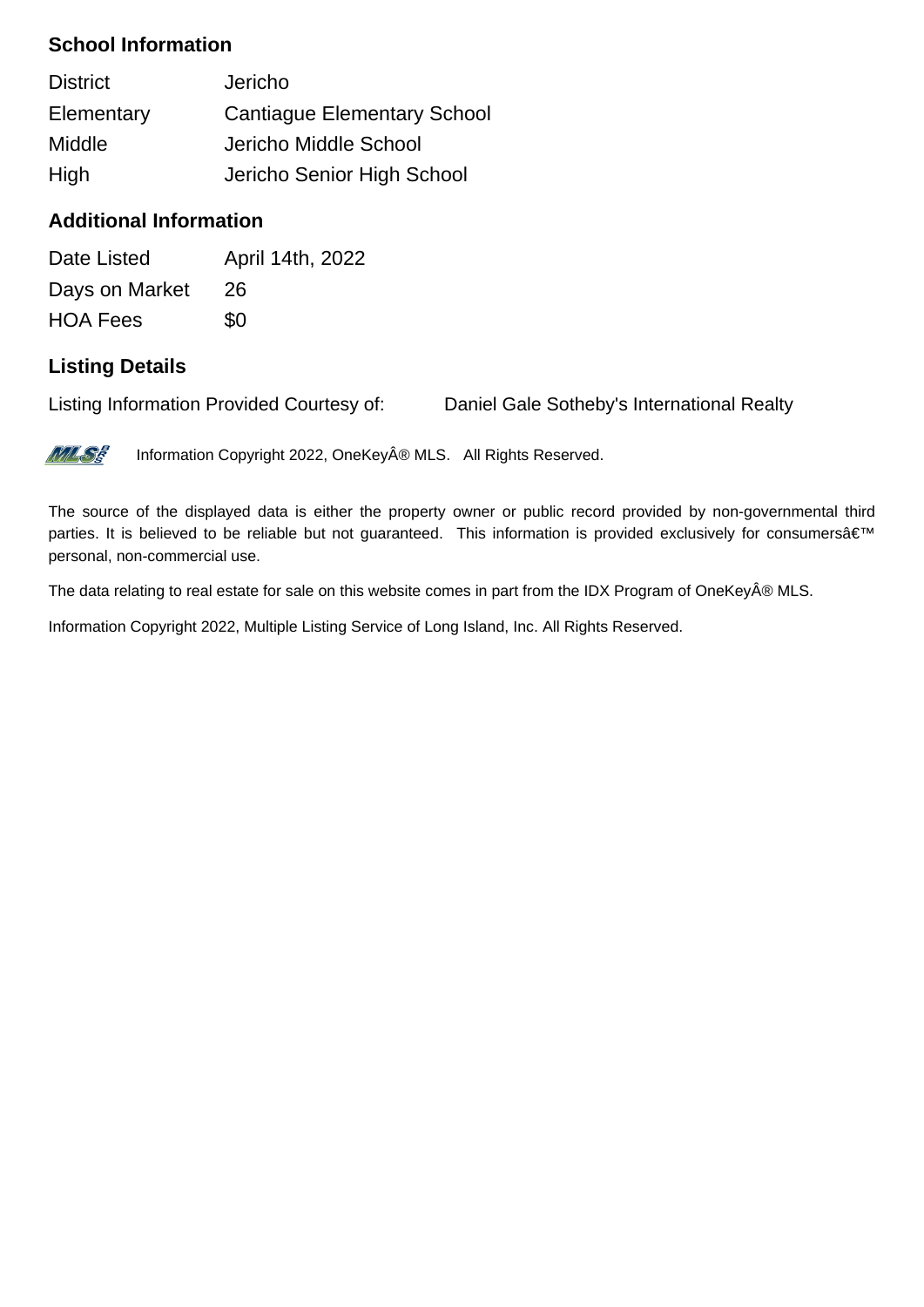### School Information

| | |
|---|---|
| District | Jericho |
| Elementary | Cantiague Elementary School |
| Middle | Jericho Middle School |
| High | Jericho Senior High School |

### Additional Information

| | |
|---|---|
| Date Listed | April 14th, 2022 |
| Days on Market | 26 |
| HOA Fees | $0 |

### Listing Details

Listing Information Provided Courtesy of: Daniel Gale Sotheby's International Realty

Information Copyright 2022, OneKeyÂ® MLS. All Rights Reserved.

The source of the displayed data is either the property owner or public record provided by non-governmental third parties. It is believed to be reliable but not guaranteed. This information is provided exclusively for consumersâ€™ personal, non-commercial use.

The data relating to real estate for sale on this website comes in part from the IDX Program of OneKeyÂ® MLS.

Information Copyright 2022, Multiple Listing Service of Long Island, Inc. All Rights Reserved.